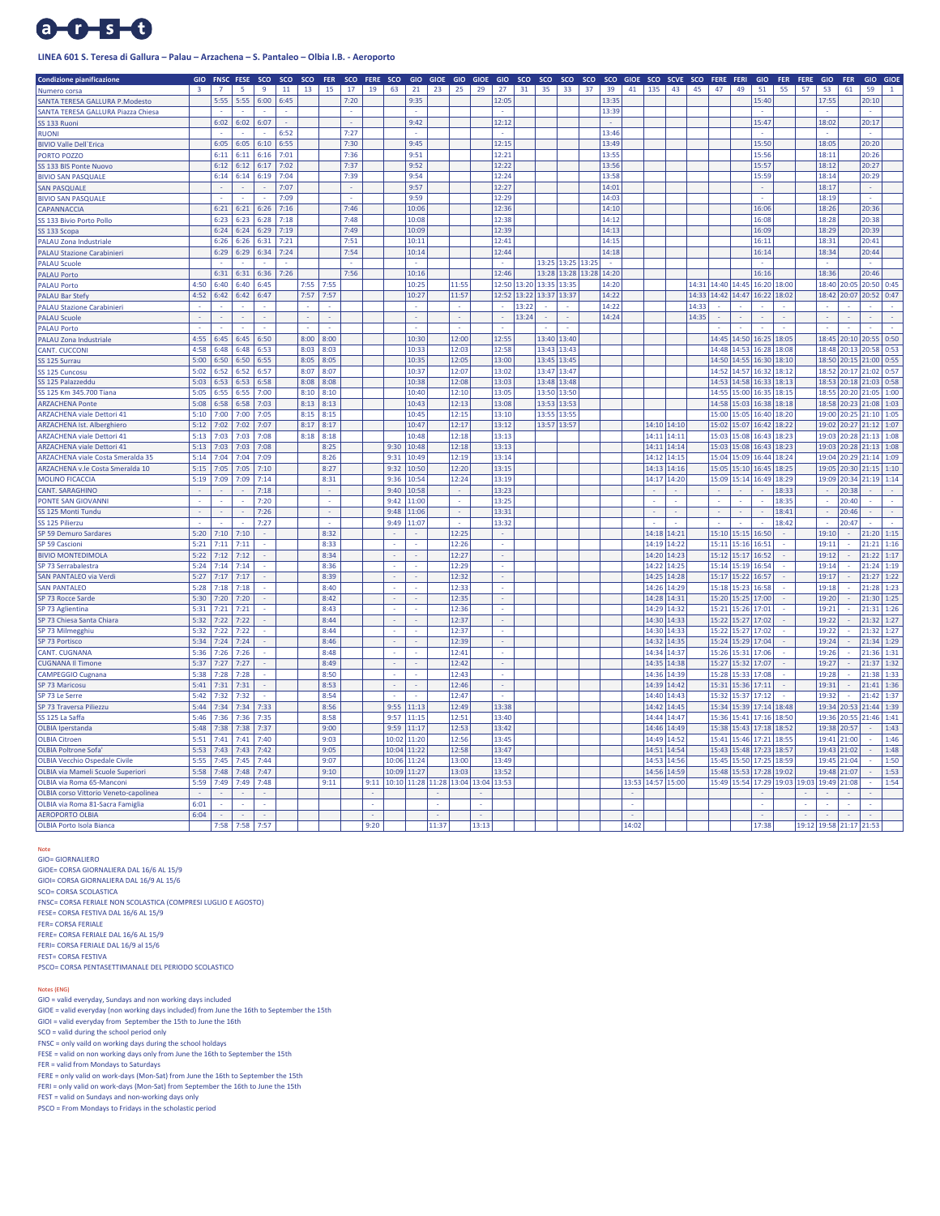# LINEA 601 S. Teresa di Gallura – Palau – Arzachena – S. Pantaleo – Olbia I.B. - Aeroporto

| Condizione pianificazione | GIO | FNSC | FESE | SCO | SCO | SCO | FER | SCO | FERE | SCO | GIO | GIOE | GIO | GIOE | GIO | SCO | SCO | SCO | SCO | SCO | GIOE | SCO | SCVE | SCO | FERE | FERI | GIO | FER | FERE | GIO | FER | GIO | GIOE |
|---|---|---|---|---|---|---|---|---|---|---|---|---|---|---|---|---|---|---|---|---|---|---|---|---|---|---|---|---|---|---|---|---|---|
| Numero corsa | 3 | 7 | 5 | 9 | 11 | 13 | 15 | 17 | 19 | 63 | 21 | 23 | 25 | 29 | 27 | 31 | 35 | 33 | 37 | 39 | 41 | 135 | 43 | 45 | 47 | 49 | 51 | 55 | 57 | 53 | 61 | 59 | 1 |
| SANTA TERESA GALLURA P.Modesto | | 5:55 | 5:55 | 6:00 | 6:45 | | | 7:20 | | | 9:35 | | | | 12:05 | | | | | 13:35 | | | | | | | 15:40 | | | 17:55 | | 20:10 | |
| SANTA TERESA GALLURA Piazza Chiesa | | - | - | - | - | | | - | | | - | | | | - | | | | | 13:39 | | | | | | | - | | | - | | - | |
| SS 133 Ruoni | | 6:02 | 6:02 | 6:07 | - | | | - | | | 9:42 | | | | 12:12 | | | | | - | | | | | | | 15:47 | | | 18:02 | | 20:17 | |
| RUONI | | - | - | - | 6:52 | | | 7:27 | | | - | | | | - | | | | | 13:46 | | | | | | | - | | | - | | - | |
| BIVIO Valle Dell'Erica | | 6:05 | 6:05 | 6:10 | 6:55 | | | 7:30 | | | 9:45 | | | | 12:15 | | | | | 13:49 | | | | | | | 15:50 | | | 18:05 | | 20:20 | |
| PORTO POZZO | | 6:11 | 6:11 | 6:16 | 7:01 | | | 7:36 | | | 9:51 | | | | 12:21 | | | | | 13:55 | | | | | | | 15:56 | | | 18:11 | | 20:26 | |
| SS 133 BIS Ponte Nuovo | | 6:12 | 6:12 | 6:17 | 7:02 | | | 7:37 | | | 9:52 | | | | 12:22 | | | | | 13:56 | | | | | | | 15:57 | | | 18:12 | | 20:27 | |
| BIVIO SAN PASQUALE | | 6:14 | 6:14 | 6:19 | 7:04 | | | 7:39 | | | 9:54 | | | | 12:24 | | | | | 13:58 | | | | | | | 15:59 | | | 18:14 | | 20:29 | |
| SAN PASQUALE | | - | - | - | 7:07 | | | - | | | 9:57 | | | | 12:27 | | | | | 14:01 | | | | | | | - | | | 18:17 | | - | |
| BIVIO SAN PASQUALE | | - | - | - | 7:09 | | | - | | | 9:59 | | | | 12:29 | | | | | 14:03 | | | | | | | - | | | 18:19 | | - | |
| CAPANNACCIA | | 6:21 | 6:21 | 6:26 | 7:16 | | | 7:46 | | | 10:06 | | | | 12:36 | | | | | 14:10 | | | | | | | 16:06 | | | 18:26 | | 20:36 | |
| SS 133 Bivio Porto Pollo | | 6:23 | 6:23 | 6:28 | 7:18 | | | 7:48 | | | 10:08 | | | | 12:38 | | | | | 14:12 | | | | | | | 16:08 | | | 18:28 | | 20:38 | |
| SS 133 Scopa | | 6:24 | 6:24 | 6:29 | 7:19 | | | 7:49 | | | 10:09 | | | | 12:39 | | | | | 14:13 | | | | | | | 16:09 | | | 18:29 | | 20:39 | |
| PALAU Zona Industriale | | 6:26 | 6:26 | 6:31 | 7:21 | | | 7:51 | | | 10:11 | | | | 12:41 | | | | | 14:15 | | | | | | | 16:11 | | | 18:31 | | 20:41 | |
| PALAU Stazione Carabinieri | | 6:29 | 6:29 | 6:34 | 7:24 | | | 7:54 | | | 10:14 | | | | 12:44 | | | | | 14:18 | | | | | | | 16:14 | | | 18:34 | | 20:44 | |
| PALAU Scuole | | - | - | - | - | | | - | | | - | | | | - | | 13:25 | 13:25 | 13:25 | - | | | | | | | - | | | - | | - | |
| PALAU Porto | | 6:31 | 6:31 | 6:36 | 7:26 | | | 7:56 | | | 10:16 | | | | 12:46 | | 13:28 | 13:28 | 13:28 | 14:20 | | | | | | | 16:16 | | | 18:36 | | 20:46 | |
| PALAU Porto | 4:50 | 6:40 | 6:40 | 6:45 | | 7:55 | 7:55 | | | | 10:25 | | 11:55 | | 12:50 | 13:20 | 13:35 | 13:35 | | 14:20 | | | | 14:31 | 14:40 | 14:45 | 16:20 | 18:00 | | 18:40 | 20:05 | 20:50 | 0:45 |
| PALAU Bar Stefy | 4:52 | 6:42 | 6:42 | 6:47 | | 7:57 | 7:57 | | | | 10:27 | | 11:57 | | 12:52 | 13:22 | 13:37 | 13:37 | | 14:22 | | | | 14:33 | 14:42 | 14:47 | 16:22 | 18:02 | | 18:42 | 20:07 | 20:52 | 0:47 |
| PALAU Stazione Carabinieri | - | - | - | - | | - | - | | | | - | | - | | - | 13:22 | - | - | | 14:22 | | | | 14:33 | - | - | - | - | | - | - | - | - |
| PALAU Scuole | - | - | - | - | | - | - | | | | - | | - | | - | 13:24 | - | - | | 14:24 | | | | 14:35 | - | - | - | - | | - | - | - | - |
| PALAU Porto | - | - | - | - | | - | - | | | | - | | - | | - | | - | - | | | | | | | - | - | - | - | | - | - | - | - |
| PALAU Zona Industriale | 4:55 | 6:45 | 6:45 | 6:50 | | 8:00 | 8:00 | | | | 10:30 | | 12:00 | | 12:55 | | 13:40 | 13:40 | | | | | | | 14:45 | 14:50 | 16:25 | 18:05 | | 18:45 | 20:10 | 20:55 | 0:50 |
| CANT. CUCCONI | 4:58 | 6:48 | 6:48 | 6:53 | | 8:03 | 8:03 | | | | 10:33 | | 12:03 | | 12:58 | | 13:43 | 13:43 | | | | | | | 14:48 | 14:53 | 16:28 | 18:08 | | 18:48 | 20:13 | 20:58 | 0:53 |
| SS 125 Surrau | 5:00 | 6:50 | 6:50 | 6:55 | | 8:05 | 8:05 | | | | 10:35 | | 12:05 | | 13:00 | | 13:45 | 13:45 | | | | | | | 14:50 | 14:55 | 16:30 | 18:10 | | 18:50 | 20:15 | 21:00 | 0:55 |
| SS 125 Cuncosu | 5:02 | 6:52 | 6:52 | 6:57 | | 8:07 | 8:07 | | | | 10:37 | | 12:07 | | 13:02 | | 13:47 | 13:47 | | | | | | | 14:52 | 14:57 | 16:32 | 18:12 | | 18:52 | 20:17 | 21:02 | 0:57 |
| SS 125 Palazzeddu | 5:03 | 6:53 | 6:53 | 6:58 | | 8:08 | 8:08 | | | | 10:38 | | 12:08 | | 13:03 | | 13:48 | 13:48 | | | | | | | 14:53 | 14:58 | 16:33 | 18:13 | | 18:53 | 20:18 | 21:03 | 0:58 |
| SS 125 Km 345.700 Tiana | 5:05 | 6:55 | 6:55 | 7:00 | | 8:10 | 8:10 | | | | 10:40 | | 12:10 | | 13:05 | | 13:50 | 13:50 | | | | | | | 14:55 | 15:00 | 16:35 | 18:15 | | 18:55 | 20:20 | 21:05 | 1:00 |
| ARZACHENA Ponte | 5:08 | 6:58 | 6:58 | 7:03 | | 8:13 | 8:13 | | | | 10:43 | | 12:13 | | 13:08 | | 13:53 | 13:53 | | | | | | | 14:58 | 15:03 | 16:38 | 18:18 | | 18:58 | 20:23 | 21:08 | 1:03 |
| ARZACHENA viale Dettori 41 | 5:10 | 7:00 | 7:00 | 7:05 | | 8:15 | 8:15 | | | | 10:45 | | 12:15 | | 13:10 | | 13:55 | 13:55 | | | | | | | 15:00 | 15:05 | 16:40 | 18:20 | | 19:00 | 20:25 | 21:10 | 1:05 |
| ARZACHENA Ist. Alberghiero | 5:12 | 7:02 | 7:02 | 7:07 | | 8:17 | 8:17 | | | | 10:47 | | 12:17 | | 13:12 | | 13:57 | 13:57 | | | | 14:10 | 14:10 | | 15:02 | 15:07 | 16:42 | 18:22 | | 19:02 | 20:27 | 21:12 | 1:07 |
| ARZACHENA viale Dettori 41 | 5:13 | 7:03 | 7:03 | 7:08 | | 8:18 | 8:18 | | | | 10:48 | | 12:18 | | 13:13 | | | | | | | 14:11 | 14:11 | | 15:03 | 15:08 | 16:43 | 18:23 | | 19:03 | 20:28 | 21:13 | 1:08 |
| ARZACHENA viale Dettori 41 | 5:13 | 7:03 | 7:03 | 7:08 | | | 8:25 | | | 9:30 | 10:48 | | 12:18 | | 13:13 | | | | | | | 14:11 | 14:14 | | 15:03 | 15:08 | 16:43 | 18:23 | | 19:03 | 20:28 | 21:13 | 1:08 |
| ARZACHENA viale Costa Smeralda 35 | 5:14 | 7:04 | 7:04 | 7:09 | | | 8:26 | | | 9:31 | 10:49 | | 12:19 | | 13:14 | | | | | | | 14:12 | 14:15 | | 15:04 | 15:09 | 16:44 | 18:24 | | 19:04 | 20:29 | 21:14 | 1:09 |
| ARZACHENA v.le Costa Smeralda 10 | 5:15 | 7:05 | 7:05 | 7:10 | | | 8:27 | | | 9:32 | 10:50 | | 12:20 | | 13:15 | | | | | | | 14:13 | 14:16 | | 15:05 | 15:10 | 16:45 | 18:25 | | 19:05 | 20:30 | 21:15 | 1:10 |
| MOLINO FICACCIA | 5:19 | 7:09 | 7:09 | 7:14 | | | 8:31 | | | 9:36 | 10:54 | | 12:24 | | 13:19 | | | | | | | 14:17 | 14:20 | | 15:09 | 15:14 | 16:49 | 18:29 | | 19:09 | 20:34 | 21:19 | 1:14 |
| CANT. SARAGHINO | - | - | - | 7:18 | | | - | | | 9:40 | 10:58 | | - | | 13:23 | | | | | | | - | - | | - | - | - | 18:33 | | - | 20:38 | - | - |
| PONTE SAN GIOVANNI | - | - | - | 7:20 | | | - | | | 9:42 | 11:00 | | - | | 13:25 | | | | | | | - | - | | - | - | - | 18:35 | | - | 20:40 | - | - |
| SS 125 Monti Tundu | - | - | - | 7:26 | | | - | | | 9:48 | 11:06 | | - | | 13:31 | | | | | | | - | - | | - | - | - | 18:41 | | - | 20:46 | - | - |
| SS 125 Pilierzu | - | - | - | 7:27 | | | - | | | 9:49 | 11:07 | | - | | 13:32 | | | | | | | - | - | | - | - | - | 18:42 | | - | 20:47 | - | - |
| SP 59 Demuro Sardares | 5:20 | 7:10 | 7:10 | - | | | 8:32 | | | - | - | | 12:25 | | - | | | | | | | 14:18 | 14:21 | | 15:10 | 15:15 | 16:50 | - | | 19:10 | - | 21:20 | 1:15 |
| SP 59 Cascioni | 5:21 | 7:11 | 7:11 | - | | | 8:33 | | | - | - | | 12:26 | | - | | | | | | | 14:19 | 14:22 | | 15:11 | 15:16 | 16:51 | - | | 19:11 | - | 21:21 | 1:16 |
| BIVIO MONTEDIMOLA | 5:22 | 7:12 | 7:12 | - | | | 8:34 | | | - | - | | 12:27 | | - | | | | | | | 14:20 | 14:23 | | 15:12 | 15:17 | 16:52 | - | | 19:12 | - | 21:22 | 1:17 |
| SP 73 Serrabalestra | 5:24 | 7:14 | 7:14 | - | | | 8:36 | | | - | - | | 12:29 | | - | | | | | | | 14:22 | 14:25 | | 15:14 | 15:19 | 16:54 | - | | 19:14 | - | 21:24 | 1:19 |
| SAN PANTALEO via Verdi | 5:27 | 7:17 | 7:17 | - | | | 8:39 | | | - | - | | 12:32 | | - | | | | | | | 14:25 | 14:28 | | 15:17 | 15:22 | 16:57 | - | | 19:17 | - | 21:27 | 1:22 |
| SAN PANTALEO | 5:28 | 7:18 | 7:18 | - | | | 8:40 | | | - | - | | 12:33 | | - | | | | | | | 14:26 | 14:29 | | 15:18 | 15:23 | 16:58 | - | | 19:18 | - | 21:28 | 1:23 |
| SP 73 Rocce Sarde | 5:30 | 7:20 | 7:20 | - | | | 8:42 | | | - | - | | 12:35 | | - | | | | | | | 14:28 | 14:31 | | 15:20 | 15:25 | 17:00 | - | | 19:20 | - | 21:30 | 1:25 |
| SP 73 Aglientina | 5:31 | 7:21 | 7:21 | - | | | 8:43 | | | - | - | | 12:36 | | - | | | | | | | 14:29 | 14:32 | | 15:21 | 15:26 | 17:01 | - | | 19:21 | - | 21:31 | 1:26 |
| SP 73 Chiesa Santa Chiara | 5:32 | 7:22 | 7:22 | - | | | 8:44 | | | - | - | | 12:37 | | - | | | | | | | 14:30 | 14:33 | | 15:22 | 15:27 | 17:02 | - | | 19:22 | - | 21:32 | 1:27 |
| SP 73 Milmegghiu | 5:32 | 7:22 | 7:22 | - | | | 8:44 | | | - | - | | 12:37 | | - | | | | | | | 14:30 | 14:33 | | 15:22 | 15:27 | 17:02 | - | | 19:22 | - | 21:32 | 1:27 |
| SP 73 Portisco | 5:34 | 7:24 | 7:24 | - | | | 8:46 | | | - | - | | 12:39 | | - | | | | | | | 14:32 | 14:35 | | 15:24 | 15:29 | 17:04 | - | | 19:24 | - | 21:34 | 1:29 |
| CANT. CUGNANA | 5:36 | 7:26 | 7:26 | - | | | 8:48 | | | - | - | | 12:41 | | - | | | | | | | 14:34 | 14:37 | | 15:26 | 15:31 | 17:06 | - | | 19:26 | - | 21:36 | 1:31 |
| CUGNANA Il Timone | 5:37 | 7:27 | 7:27 | - | | | 8:49 | | | - | - | | 12:42 | | - | | | | | | | 14:35 | 14:38 | | 15:27 | 15:32 | 17:07 | - | | 19:27 | - | 21:37 | 1:32 |
| CAMPEGGIO Cugnana | 5:38 | 7:28 | 7:28 | - | | | 8:50 | | | - | - | | 12:43 | | - | | | | | | | 14:36 | 14:39 | | 15:28 | 15:33 | 17:08 | - | | 19:28 | - | 21:38 | 1:33 |
| SP 73 Maricosu | 5:41 | 7:31 | 7:31 | - | | | 8:53 | | | - | - | | 12:46 | | - | | | | | | | 14:39 | 14:42 | | 15:31 | 15:36 | 17:11 | - | | 19:31 | - | 21:41 | 1:36 |
| SP 73 Le Serre | 5:42 | 7:32 | 7:32 | - | | | 8:54 | | | - | - | | 12:47 | | - | | | | | | | 14:40 | 14:43 | | 15:32 | 15:37 | 17:12 | - | | 19:32 | - | 21:42 | 1:37 |
| SP 73 Traversa Piliezzu | 5:44 | 7:34 | 7:34 | 7:33 | | | 8:56 | | | 9:55 | 11:13 | | 12:49 | | 13:38 | | | | | | | 14:42 | 14:45 | | 15:34 | 15:39 | 17:14 | 18:48 | | 19:34 | 20:53 | 21:44 | 1:39 |
| SS 125 La Saffa | 5:46 | 7:36 | 7:36 | 7:35 | | | 8:58 | | | 9:57 | 11:15 | | 12:51 | | 13:40 | | | | | | | 14:44 | 14:47 | | 15:36 | 15:41 | 17:16 | 18:50 | | 19:36 | 20:55 | 21:46 | 1:41 |
| OLBIA Iperstanda | 5:48 | 7:38 | 7:38 | 7:37 | | | 9:00 | | | 9:59 | 11:17 | | 12:53 | | 13:42 | | | | | | | 14:46 | 14:49 | | 15:38 | 15:43 | 17:18 | 18:52 | | 19:38 | 20:57 | - | 1:43 |
| OLBIA Citroen | 5:51 | 7:41 | 7:41 | 7:40 | | | 9:03 | | | 10:02 | 11:20 | | 12:56 | | 13:45 | | | | | | | 14:49 | 14:52 | | 15:41 | 15:46 | 17:21 | 18:55 | | 19:41 | 21:00 | - | 1:46 |
| OLBIA Poltrone Sofa' | 5:53 | 7:43 | 7:43 | 7:42 | | | 9:05 | | | 10:04 | 11:22 | | 12:58 | | 13:47 | | | | | | | 14:51 | 14:54 | | 15:43 | 15:48 | 17:23 | 18:57 | | 19:43 | 21:02 | - | 1:48 |
| OLBIA Vecchio Ospedale Civile | 5:55 | 7:45 | 7:45 | 7:44 | | | 9:07 | | | 10:06 | 11:24 | | 13:00 | | 13:49 | | | | | | | 14:53 | 14:56 | | 15:45 | 15:50 | 17:25 | 18:59 | | 19:45 | 21:04 | - | 1:50 |
| OLBIA via Mameli Scuole Superiori | 5:58 | 7:48 | 7:48 | 7:47 | | | 9:10 | | | 10:09 | 11:27 | | 13:03 | | 13:52 | | | | | | | 14:56 | 14:59 | | 15:48 | 15:53 | 17:28 | 19:02 | | 19:48 | 21:07 | - | 1:53 |
| OLBIA via Roma 65-Manconi | 5:59 | 7:49 | 7:49 | 7:48 | | | 9:11 | | 9:11 | 10:10 | 11:28 | 11:28 | 13:04 | 13:04 | 13:53 | | | | | | 13:53 | 14:57 | 15:00 | | 15:49 | 15:54 | 17:29 | 19:03 | 19:03 | 19:49 | 21:08 | - | 1:54 |
| OLBIA corso Vittorio Veneto-capolinea | - | - | - | - | | | | | - | | | - | | - | | | | | | | - | | | | | | - | | - | - | - | - | |
| OLBIA via Roma 81-Sacra Famiglia | 6:01 | - | - | - | | | | | - | | | - | | - | | | | | | | - | | | | | | - | | - | - | - | - | |
| AEROPORTO OLBIA | 6:04 | - | - | - | | | | | - | | | - | | - | | | | | | | - | | | | | | - | | - | - | - | - | |
| OLBIA Porto Isola Bianca | | 7:58 | 7:58 | 7:57 | | | | | 9:20 | | | 11:37 | | 13:13 | | | | | | | 14:02 | | | | | | 17:38 | | 19:12 | 19:58 | 21:17 | 21:53 | |

Note

GIO= GIORNALIERO

GIOE= CORSA GIORNALIERA DAL 16/6 AL 15/9

GIOI= CORSA GIORNALIERA DAL 16/9 AL 15/6

SCO= CORSA SCOLASTICA

FNSC= CORSA FERIALE NON SCOLASTICA (COMPRESI LUGLIO E AGOSTO)

FESE= CORSA FESTIVA DAL 16/6 AL 15/9

FER= CORSA FERIALE

FERE= CORSA FERIALE DAL 16/6 AL 15/9

FERI= CORSA FERIALE DAL 16/9 al 15/6

FEST= CORSA FESTIVA

PSCO= CORSA PENTASETTIMANALE DEL PERIODO SCOLASTICO

Notes (ENG)

GIO = valid everyday, Sundays and non working days included

GIOE = valid everyday (non working days included) from June the 16th to September the 15th

GIOI = valid everyday from September the 15th to June the 16th

SCO = valid during the school period only

FNSC = only valid on working days during the school holdays

FESE = valid on non working days only from June the 16th to September the 15th

FER = valid from Mondays to Saturdays

FERE = only valid on work-days (Mon-Sat) from June the 16th to September the 15th

FERI = only valid on work-days (Mon-Sat) from September the 16th to June the 15th

FEST = valid on Sundays and non-working days only

PSCO = From Mondays to Fridays in the scholastic period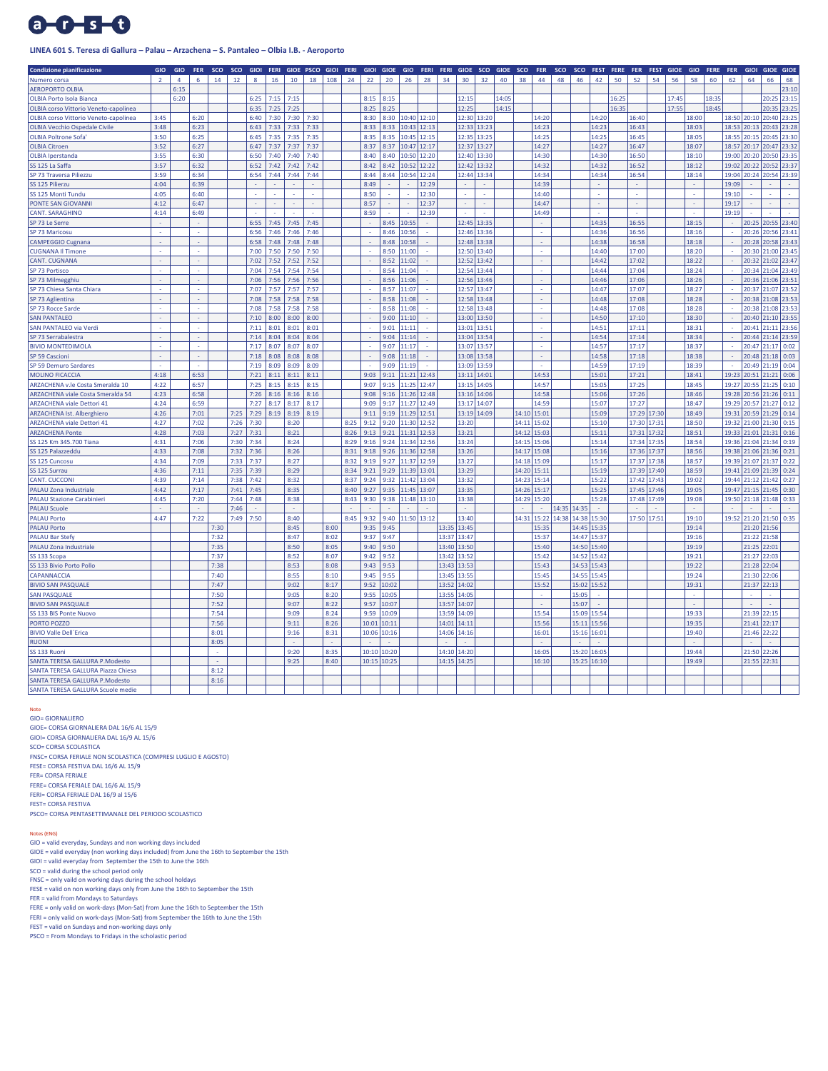**LINEA 601 S. Teresa di Gallura – Palau – Arzachena – S. Pantaleo – Olbia I.B. - Aeroporto**

| Condizione pianificazione | GIO | GIO | FER | SCO | SCO | GIOI | FERI | GIOE | PSCO | GIOI | FERI | GIOI | GIOE | GIO | FERI | FERI | GIOE | SCO | GIOE | SCO | FER | SCO | SCO | FEST | FERE | FER | FEST | GIOE | GIO | FERE | FER | GIOI | GIOE | GIOE |
|---|---|---|---|---|---|---|---|---|---|---|---|---|---|---|---|---|---|---|---|---|---|---|---|---|---|---|---|---|---|---|---|---|---|---|
| Numero corsa | 2 | 4 | 6 | 14 | 12 | 8 | 16 | 10 | 18 | 108 | 24 | 22 | 20 | 26 | 28 | 34 | 30 | 32 | 40 | 38 | 44 | 48 | 46 | 42 | 50 | 52 | 54 | 56 | 58 | 60 | 62 | 64 | 66 | 68 |
| AEROPORTO OLBIA | | 6:15 | | | | | | | | | | | | | | | | | | | | | | | | | | | | | | | | 23:10 |
| OLBIA Porto Isola Bianca | | 6:20 | | | | 6:25 | 7:15 | 7:15 | | | | 8:15 | 8:15 | | | | 12:15 | | 14:05 | | | | | | 16:25 | | | 17:45 | | 18:35 | | | 20:25 | 23:15 |
| OLBIA corso Vittorio Veneto-capolinea | | | | | | 6:35 | 7:25 | 7:25 | | | | 8:25 | 8:25 | | | | 12:25 | | 14:15 | | | | | | 16:35 | | | 17:55 | | 18:45 | | | 20:35 | 23:25 |
| OLBIA corso Vittorio Veneto-capolinea | 3:45 | | 6:20 | | | 6:40 | 7:30 | 7:30 | 7:30 | | | 8:30 | 8:30 | 10:40 | 12:10 | | 12:30 | 13:20 | | | 14:20 | | | 14:20 | | 16:40 | | | 18:00 | | 18:50 | 20:10 | 20:40 | 23:25 |
| OLBIA Vecchio Ospedale Civile | 3:48 | | 6:23 | | | 6:43 | 7:33 | 7:33 | 7:33 | | | 8:33 | 8:33 | 10:43 | 12:13 | | 12:33 | 13:23 | | | 14:23 | | | 14:23 | | 16:43 | | | 18:03 | | 18:53 | 20:13 | 20:43 | 23:28 |
| OLBIA Poltrone Sofa' | 3:50 | | 6:25 | | | 6:45 | 7:35 | 7:35 | 7:35 | | | 8:35 | 8:35 | 10:45 | 12:15 | | 12:35 | 13:25 | | | 14:25 | | | 14:25 | | 16:45 | | | 18:05 | | 18:55 | 20:15 | 20:45 | 23:30 |
| OLBIA Citroen | 3:52 | | 6:27 | | | 6:47 | 7:37 | 7:37 | 7:37 | | | 8:37 | 8:37 | 10:47 | 12:17 | | 12:37 | 13:27 | | | 14:27 | | | 14:27 | | 16:47 | | | 18:07 | | 18:57 | 20:17 | 20:47 | 23:32 |
| OLBIA Iperstanda | 3:55 | | 6:30 | | | 6:50 | 7:40 | 7:40 | 7:40 | | | 8:40 | 8:40 | 10:50 | 12:20 | | 12:40 | 13:30 | | | 14:30 | | | 14:30 | | 16:50 | | | 18:10 | | 19:00 | 20:20 | 20:50 | 23:35 |
| SS 125 La Saffa | 3:57 | | 6:32 | | | 6:52 | 7:42 | 7:42 | 7:42 | | | 8:42 | 8:42 | 10:52 | 12:22 | | 12:42 | 13:32 | | | 14:32 | | | 14:32 | | 16:52 | | | 18:12 | | 19:02 | 20:22 | 20:52 | 23:37 |
| SP 73 Traversa Piliezzu | 3:59 | | 6:34 | | | 6:54 | 7:44 | 7:44 | 7:44 | | | 8:44 | 8:44 | 10:54 | 12:24 | | 12:44 | 13:34 | | | 14:34 | | | 14:34 | | 16:54 | | | 18:14 | | 19:04 | 20:24 | 20:54 | 23:39 |
| SS 125 Pilierzu | 4:04 | | 6:39 | | | - | - | - | - | | | 8:49 | - | - | 12:29 | | - | - | | | 14:39 | | | - | | - | | | - | | 19:09 | - | - | - |
| SS 125 Monti Tundu | 4:05 | | 6:40 | | | - | - | - | - | | | 8:50 | - | - | 12:30 | | - | - | | | 14:40 | | | - | | - | | | - | | 19:10 | - | - | - |
| PONTE SAN GIOVANNI | 4:12 | | 6:47 | | | - | - | - | - | | | 8:57 | - | - | 12:37 | | - | - | | | 14:47 | | | - | | - | | | - | | 19:17 | - | - | - |
| CANT. SARAGHINO | 4:14 | | 6:49 | | | - | - | - | - | | | 8:59 | - | - | 12:39 | | - | - | | | 14:49 | | | - | | - | | | - | | 19:19 | - | - | - |
| SP 73 Le Serre | - | | - | | | 6:55 | 7:45 | 7:45 | 7:45 | | | - | 8:45 | 10:55 | - | | 12:45 | 13:35 | | | - | | | 14:35 | | 16:55 | | | 18:15 | | - | 20:25 | 20:55 | 23:40 |
| SP 73 Maricosu | - | | - | | | 6:56 | 7:46 | 7:46 | 7:46 | | | - | 8:46 | 10:56 | - | | 12:46 | 13:36 | | | - | | | 14:36 | | 16:56 | | | 18:16 | | - | 20:26 | 20:56 | 23:41 |
| CAMPEGGIO Cugnana | - | | - | | | 6:58 | 7:48 | 7:48 | 7:48 | | | - | 8:48 | 10:58 | - | | 12:48 | 13:38 | | | - | | | 14:38 | | 16:58 | | | 18:18 | | - | 20:28 | 20:58 | 23:43 |
| CUGNANA Il Timone | - | | - | | | 7:00 | 7:50 | 7:50 | 7:50 | | | - | 8:50 | 11:00 | - | | 12:50 | 13:40 | | | - | | | 14:40 | | 17:00 | | | 18:20 | | - | 20:30 | 21:00 | 23:45 |
| CANT. CUGNANA | - | | - | | | 7:02 | 7:52 | 7:52 | 7:52 | | | - | 8:52 | 11:02 | - | | 12:52 | 13:42 | | | - | | | 14:42 | | 17:02 | | | 18:22 | | - | 20:32 | 21:02 | 23:47 |
| SP 73 Portisco | - | | - | | | 7:04 | 7:54 | 7:54 | 7:54 | | | - | 8:54 | 11:04 | - | | 12:54 | 13:44 | | | - | | | 14:44 | | 17:04 | | | 18:24 | | - | 20:34 | 21:04 | 23:49 |
| SP 73 Milmegghiu | - | | - | | | 7:06 | 7:56 | 7:56 | 7:56 | | | - | 8:56 | 11:06 | - | | 12:56 | 13:46 | | | - | | | 14:46 | | 17:06 | | | 18:26 | | - | 20:36 | 21:06 | 23:51 |
| SP 73 Chiesa Santa Chiara | - | | - | | | 7:07 | 7:57 | 7:57 | 7:57 | | | - | 8:57 | 11:07 | - | | 12:57 | 13:47 | | | - | | | 14:47 | | 17:07 | | | 18:27 | | - | 20:37 | 21:07 | 23:52 |
| SP 73 Agliientina | - | | - | | | 7:08 | 7:58 | 7:58 | 7:58 | | | - | 8:58 | 11:08 | - | | 12:58 | 13:48 | | | - | | | 14:48 | | 17:08 | | | 18:28 | | - | 20:38 | 21:08 | 23:53 |
| SP 73 Rocce Sarde | - | | - | | | 7:08 | 7:58 | 7:58 | 7:58 | | | - | 8:58 | 11:08 | - | | 12:58 | 13:48 | | | - | | | 14:48 | | 17:08 | | | 18:28 | | - | 20:38 | 21:08 | 23:53 |
| SAN PANTALEO | - | | - | | | 7:10 | 8:00 | 8:00 | 8:00 | | | - | 9:00 | 11:10 | - | | 13:00 | 13:50 | | | - | | | 14:50 | | 17:10 | | | 18:30 | | - | 20:40 | 21:10 | 23:55 |
| SAN PANTALEO via Verdi | - | | - | | | 7:11 | 8:01 | 8:01 | 8:01 | | | - | 9:01 | 11:11 | - | | 13:01 | 13:51 | | | - | | | 14:51 | | 17:11 | | | 18:31 | | - | 20:41 | 21:11 | 23:56 |
| SP 73 Serrabalestra | - | | - | | | 7:14 | 8:04 | 8:04 | 8:04 | | | - | 9:04 | 11:14 | - | | 13:04 | 13:54 | | | - | | | 14:54 | | 17:14 | | | 18:34 | | - | 20:44 | 21:14 | 23:59 |
| BIVIO MONTEDIMOLA | - | | - | | | 7:17 | 8:07 | 8:07 | 8:07 | | | - | 9:07 | 11:17 | - | | 13:07 | 13:57 | | | - | | | 14:57 | | 17:17 | | | 18:37 | | - | 20:47 | 21:17 | 0:02 |
| SP 59 Cascioni | - | | - | | | 7:18 | 8:08 | 8:08 | 8:08 | | | - | 9:08 | 11:18 | - | | 13:08 | 13:58 | | | - | | | 14:58 | | 17:18 | | | 18:38 | | - | 20:48 | 21:18 | 0:03 |
| SP 59 Demuro Sardares | - | | - | | | 7:19 | 8:09 | 8:09 | 8:09 | | | - | 9:09 | 11:19 | - | | 13:09 | 13:59 | | | - | | | 14:59 | | 17:19 | | | 18:39 | | - | 20:49 | 21:19 | 0:04 |
| MOLINO FICACCIA | 4:18 | | 6:53 | | | 7:21 | 8:11 | 8:11 | 8:11 | | | 9:03 | 9:11 | 11:21 | 12:43 | | 13:11 | 14:01 | | | 14:53 | | | 15:01 | | 17:21 | | | 18:41 | | 19:23 | 20:51 | 21:21 | 0:06 |
| ARZACHENA v.le Costa Smeralda 10 | 4:22 | | 6:57 | | | 7:25 | 8:15 | 8:15 | 8:15 | | | 9:07 | 9:15 | 11:25 | 12:47 | | 13:15 | 14:05 | | | 14:57 | | | 15:05 | | 17:25 | | | 18:45 | | 19:27 | 20:55 | 21:25 | 0:10 |
| ARZACHENA viale Costa Smeralda 54 | 4:23 | | 6:58 | | | 7:26 | 8:16 | 8:16 | 8:16 | | | 9:08 | 9:16 | 11:26 | 12:48 | | 13:16 | 14:06 | | | 14:58 | | | 15:06 | | 17:26 | | | 18:46 | | 19:28 | 20:56 | 21:26 | 0:11 |
| ARZACHENA viale Dettori 41 | 4:24 | | 6:59 | | | 7:27 | 8:17 | 8:17 | 8:17 | | | 9:09 | 9:17 | 11:27 | 12:49 | | 13:17 | 14:07 | | | 14:59 | | | 15:07 | | 17:27 | | | 18:47 | | 19:29 | 20:57 | 21:27 | 0:12 |
| ARZACHENA Ist. Alberghiero | 4:26 | | 7:01 | | 7:25 | 7:29 | 8:19 | 8:19 | 8:19 | | | 9:11 | 9:19 | 11:29 | 12:51 | | 13:19 | 14:09 | | 14:10 | 15:01 | | | 15:09 | | 17:29 | 17:30 | | 18:49 | | 19:31 | 20:59 | 21:29 | 0:14 |
| ARZACHENA viale Dettori 41 | 4:27 | | 7:02 | | 7:26 | 7:30 | | 8:20 | | | 8:25 | 9:12 | 9:20 | 11:30 | 12:52 | | 13:20 | | | 14:11 | 15:02 | | | 15:10 | | 17:30 | 17:31 | | 18:50 | | 19:32 | 21:00 | 21:30 | 0:15 |
| ARZACHENA Ponte | 4:28 | | 7:03 | | 7:27 | 7:31 | | 8:21 | | | 8:26 | 9:13 | 9:21 | 11:31 | 12:53 | | 13:21 | | | 14:12 | 15:03 | | | 15:11 | | 17:31 | 17:32 | | 18:51 | | 19:33 | 21:01 | 21:31 | 0:16 |
| SS 125 Km 345.700 Tiana | 4:31 | | 7:06 | | 7:30 | 7:34 | | 8:24 | | | 8:29 | 9:16 | 9:24 | 11:34 | 12:56 | | 13:24 | | | 14:15 | 15:06 | | | 15:14 | | 17:34 | 17:35 | | 18:54 | | 19:36 | 21:04 | 21:34 | 0:19 |
| SS 125 Palazzeddu | 4:33 | | 7:08 | | 7:32 | 7:36 | | 8:26 | | | 8:31 | 9:18 | 9:26 | 11:36 | 12:58 | | 13:26 | | | 14:17 | 15:08 | | | 15:16 | | 17:36 | 17:37 | | 18:56 | | 19:38 | 21:06 | 21:36 | 0:21 |
| SS 125 Cuncosu | 4:34 | | 7:09 | | 7:33 | 7:37 | | 8:27 | | | 8:32 | 9:19 | 9:27 | 11:37 | 12:59 | | 13:27 | | | 14:18 | 15:09 | | | 15:17 | | 17:37 | 17:38 | | 18:57 | | 19:39 | 21:07 | 21:37 | 0:22 |
| SS 125 Surrau | 4:36 | | 7:11 | | 7:35 | 7:39 | | 8:29 | | | 8:34 | 9:21 | 9:29 | 11:39 | 13:01 | | 13:29 | | | 14:20 | 15:11 | | | 15:19 | | 17:39 | 17:40 | | 18:59 | | 19:41 | 21:09 | 21:39 | 0:24 |
| CANT. CUCCONI | 4:39 | | 7:14 | | 7:38 | 7:42 | | 8:32 | | | 8:37 | 9:24 | 9:32 | 11:42 | 13:04 | | 13:32 | | | 14:23 | 15:14 | | | 15:22 | | 17:42 | 17:43 | | 19:02 | | 19:44 | 21:12 | 21:42 | 0:27 |
| PALAU Zona Industriale | 4:42 | | 7:17 | | 7:41 | 7:45 | | 8:35 | | | 8:40 | 9:27 | 9:35 | 11:45 | 13:07 | | 13:35 | | | 14:26 | 15:17 | | | 15:25 | | 17:45 | 17:46 | | 19:05 | | 19:47 | 21:15 | 21:45 | 0:30 |
| PALAU Stazione Carabinieri | 4:45 | | 7:20 | | 7:44 | 7:48 | | 8:38 | | | 8:43 | 9:30 | 9:38 | 11:48 | 13:10 | | 13:38 | | | 14:29 | 15:20 | | | 15:28 | | 17:48 | 17:49 | | 19:08 | | 19:50 | 21:18 | 21:48 | 0:33 |
| PALAU Scuole | - | | - | | 7:46 | - | | - | | | - | - | - | - | - | | - | | | - | - | 14:35 | 14:35 | - | | - | - | | - | | - | - | - | - |
| PALAU Porto | 4:47 | | 7:22 | | 7:49 | 7:50 | | 8:40 | | | 8:45 | 9:32 | 9:40 | 11:50 | 13:12 | | 13:40 | | | 14:31 | 15:22 | 14:38 | 14:38 | 15:30 | | 17:50 | 17:51 | | 19:10 | | 19:52 | 21:20 | 21:50 | 0:35 |
| PALAU Porto | | | | 7:30 | | | | 8:45 | | 8:00 | | 9:35 | 9:45 | | | 13:35 | 13:45 | | | | 15:35 | | 14:45 | 15:35 | | | | | 19:14 | | | 21:20 | 21:56 | |
| PALAU Bar Stefy | | | | 7:32 | | | | 8:47 | | 8:02 | | 9:37 | 9:47 | | | 13:37 | 13:47 | | | | 15:37 | | 14:47 | 15:37 | | | | | 19:16 | | | 21:22 | 21:58 | |
| PALAU Zona Industriale | | | | 7:35 | | | | 8:50 | | 8:05 | | 9:40 | 9:50 | | | 13:40 | 13:50 | | | | 15:40 | | 14:50 | 15:40 | | | | | 19:19 | | | 21:25 | 22:01 | |
| SS 133 Scopa | | | | 7:37 | | | | 8:52 | | 8:07 | | 9:42 | 9:52 | | | 13:42 | 13:52 | | | | 15:42 | | 14:52 | 15:42 | | | | | 19:21 | | | 21:27 | 22:03 | |
| SS 133 Bivio Porto Pollo | | | | 7:38 | | | | 8:53 | | 8:08 | | 9:43 | 9:53 | | | 13:43 | 13:53 | | | | 15:43 | | 14:53 | 15:43 | | | | | 19:22 | | | 21:28 | 22:04 | |
| CAPANNACCIA | | | | 7:40 | | | | 8:55 | | 8:10 | | 9:45 | 9:55 | | | 13:45 | 13:55 | | | | 15:45 | | 14:55 | 15:45 | | | | | 19:24 | | | 21:30 | 22:06 | |
| BIVIO SAN PASQUALE | | | | 7:47 | | | | 9:02 | | 8:17 | | 9:52 | 10:02 | | | 13:52 | 14:02 | | | | 15:52 | | 15:02 | 15:52 | | | | | 19:31 | | | 21:37 | 22:13 | |
| SAN PASQUALE | | | | 7:50 | | | | 9:05 | | 8:20 | | 9:55 | 10:05 | | | 13:55 | 14:05 | | | | - | | 15:05 | - | | | | | - | | | - | - | |
| BIVIO SAN PASQUALE | | | | 7:52 | | | | 9:07 | | 8:22 | | 9:57 | 10:07 | | | 13:57 | 14:07 | | | | - | | 15:07 | - | | | | | - | | | - | - | |
| SS 133 BIS Ponte Nuovo | | | | 7:54 | | | | 9:09 | | 8:24 | | 9:59 | 10:09 | | | 13:59 | 14:09 | | | | 15:54 | | 15:09 | 15:54 | | | | | 19:33 | | | 21:39 | 22:15 | |
| PORTO POZZO | | | | 7:56 | | | | 9:11 | | 8:26 | | 10:01 | 10:11 | | | 14:01 | 14:11 | | | | 15:56 | | 15:11 | 15:56 | | | | | 19:35 | | | 21:41 | 22:17 | |
| BIVIO Valle Dell'Erica | | | | 8:01 | | | | 9:16 | | 8:31 | | 10:06 | 10:16 | | | 14:06 | 14:16 | | | | 16:01 | | 15:16 | 16:01 | | | | | 19:40 | | | 21:46 | 22:22 | |
| RUONI | | | | 8:05 | | | | - | | - | | - | - | | | - | - | | | | - | | - | - | | | | | - | | | - | - | |
| SS 133 Ruoni | | | | - | | | | 9:20 | | 8:35 | | 10:10 | 10:20 | | | 14:10 | 14:20 | | | | 16:05 | | 15:20 | 16:05 | | | | | 19:44 | | | 21:50 | 22:26 | |
| SANTA TERESA GALLURA P.Modesto | | | | - | | | | 9:25 | | 8:40 | | 10:15 | 10:25 | | | 14:15 | 14:25 | | | | 16:10 | | 15:25 | 16:10 | | | | | 19:49 | | | 21:55 | 22:31 | |
| SANTA TERESA GALLURA Piazza Chiesa | | | | 8:12 | | | | | | | | | | | | | | | | | | | | | | | | | | | | | | |
| SANTA TERESA GALLURA P.Modesto | | | | 8:16 | | | | | | | | | | | | | | | | | | | | | | | | | | | | | | |
| SANTA TERESA GALLURA Scuole medie | | | | | | | | | | | | | | | | | | | | | | | | | | | | | | | | | | |

Note

GIO= GIORNALIERO
GIOE= CORSA GIORNALIERA DAL 16/6 AL 15/9
GIOI= CORSA GIORNALIERA DAL 16/9 AL 15/6
SCO= CORSA SCOLASTICA
FNSC= CORSA FERIALE NON SCOLASTICA (COMPRESI LUGLIO E AGOSTO)
FESE= CORSA FESTIVA DAL 16/6 AL 15/9
FER= CORSA FERIALE
FERE= CORSA FERIALE DAL 16/6 AL 15/9
FERI= CORSA FERIALE DAL 16/9 al 15/6
FEST= CORSA FESTIVA
PSCO= CORSA PENTASETTIMANALE DEL PERIODO SCOLASTICO

Notes (ENG)

GIO = valid everyday, Sundays and non working days included
GIOE = valid everyday (non working days included) from June the 16th to September the 15th
GIOI = valid everyday from September the 15th to June the 16th
SCO = valid during the school period only
FNSC = only vaild on working days during the school holdays
FESE = valid on non working days only from June the 16th to September the 15th
FER = valid from Mondays to Saturdays
FERE = only valid on work-days (Mon-Sat) from June the 16th to September the 15th
FERI = only valid on work-days (Mon-Sat) from September the 16th to June the 15th
FEST = valid on Sundays and non-working days only
PSCO = From Mondays to Fridays in the scholastic period